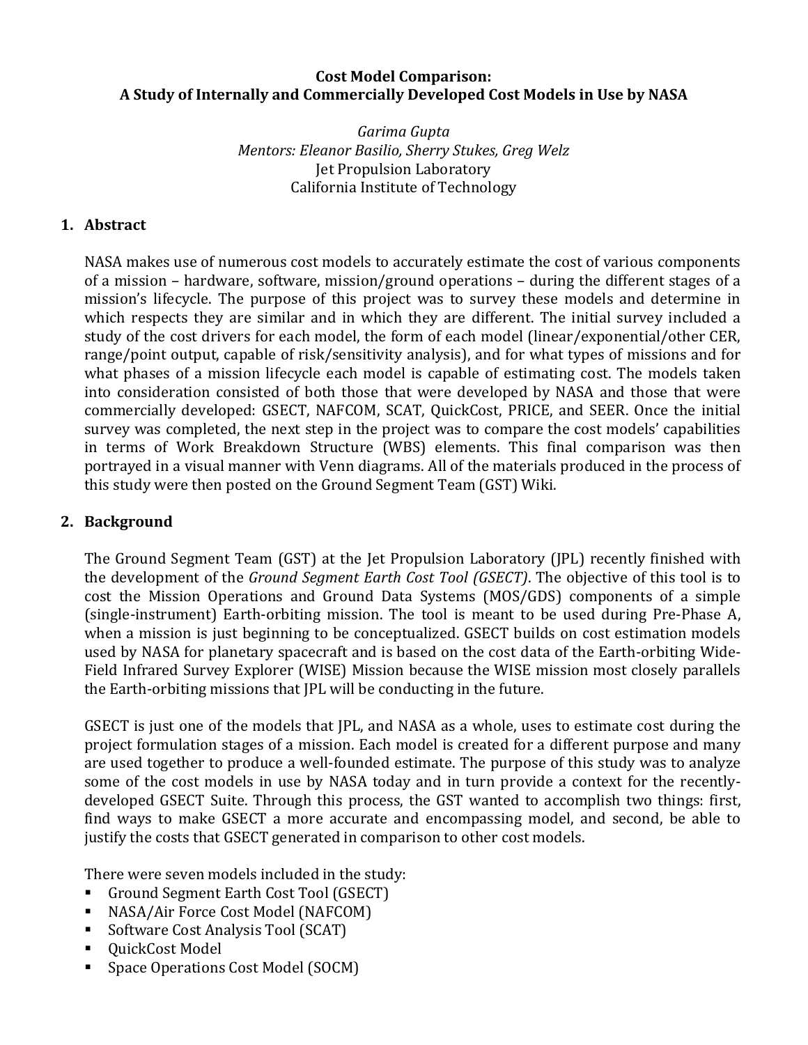# Cost Model Comparison:
## A Study of Internally and Commercially Developed Cost Models in Use by NASA

*Garima Gupta*
*Mentors: Eleanor Basilio, Sherry Stukes, Greg Welz*
Jet Propulsion Laboratory
California Institute of Technology

## 1. Abstract

NASA makes use of numerous cost models to accurately estimate the cost of various components of a mission – hardware, software, mission/ground operations – during the different stages of a mission's lifecycle. The purpose of this project was to survey these models and determine in which respects they are similar and in which they are different. The initial survey included a study of the cost drivers for each model, the form of each model (linear/exponential/other CER, range/point output, capable of risk/sensitivity analysis), and for what types of missions and for what phases of a mission lifecycle each model is capable of estimating cost. The models taken into consideration consisted of both those that were developed by NASA and those that were commercially developed: GSECT, NAFCOM, SCAT, QuickCost, PRICE, and SEER. Once the initial survey was completed, the next step in the project was to compare the cost models' capabilities in terms of Work Breakdown Structure (WBS) elements. This final comparison was then portrayed in a visual manner with Venn diagrams. All of the materials produced in the process of this study were then posted on the Ground Segment Team (GST) Wiki.

## 2. Background

The Ground Segment Team (GST) at the Jet Propulsion Laboratory (JPL) recently finished with the development of the *Ground Segment Earth Cost Tool (GSECT)*. The objective of this tool is to cost the Mission Operations and Ground Data Systems (MOS/GDS) components of a simple (single-instrument) Earth-orbiting mission. The tool is meant to be used during Pre-Phase A, when a mission is just beginning to be conceptualized. GSECT builds on cost estimation models used by NASA for planetary spacecraft and is based on the cost data of the Earth-orbiting Wide-Field Infrared Survey Explorer (WISE) Mission because the WISE mission most closely parallels the Earth-orbiting missions that JPL will be conducting in the future.

GSECT is just one of the models that JPL, and NASA as a whole, uses to estimate cost during the project formulation stages of a mission. Each model is created for a different purpose and many are used together to produce a well-founded estimate. The purpose of this study was to analyze some of the cost models in use by NASA today and in turn provide a context for the recently-developed GSECT Suite. Through this process, the GST wanted to accomplish two things: first, find ways to make GSECT a more accurate and encompassing model, and second, be able to justify the costs that GSECT generated in comparison to other cost models.

There were seven models included in the study:

- Ground Segment Earth Cost Tool (GSECT)
- NASA/Air Force Cost Model (NAFCOM)
- Software Cost Analysis Tool (SCAT)
- QuickCost Model
- Space Operations Cost Model (SOCM)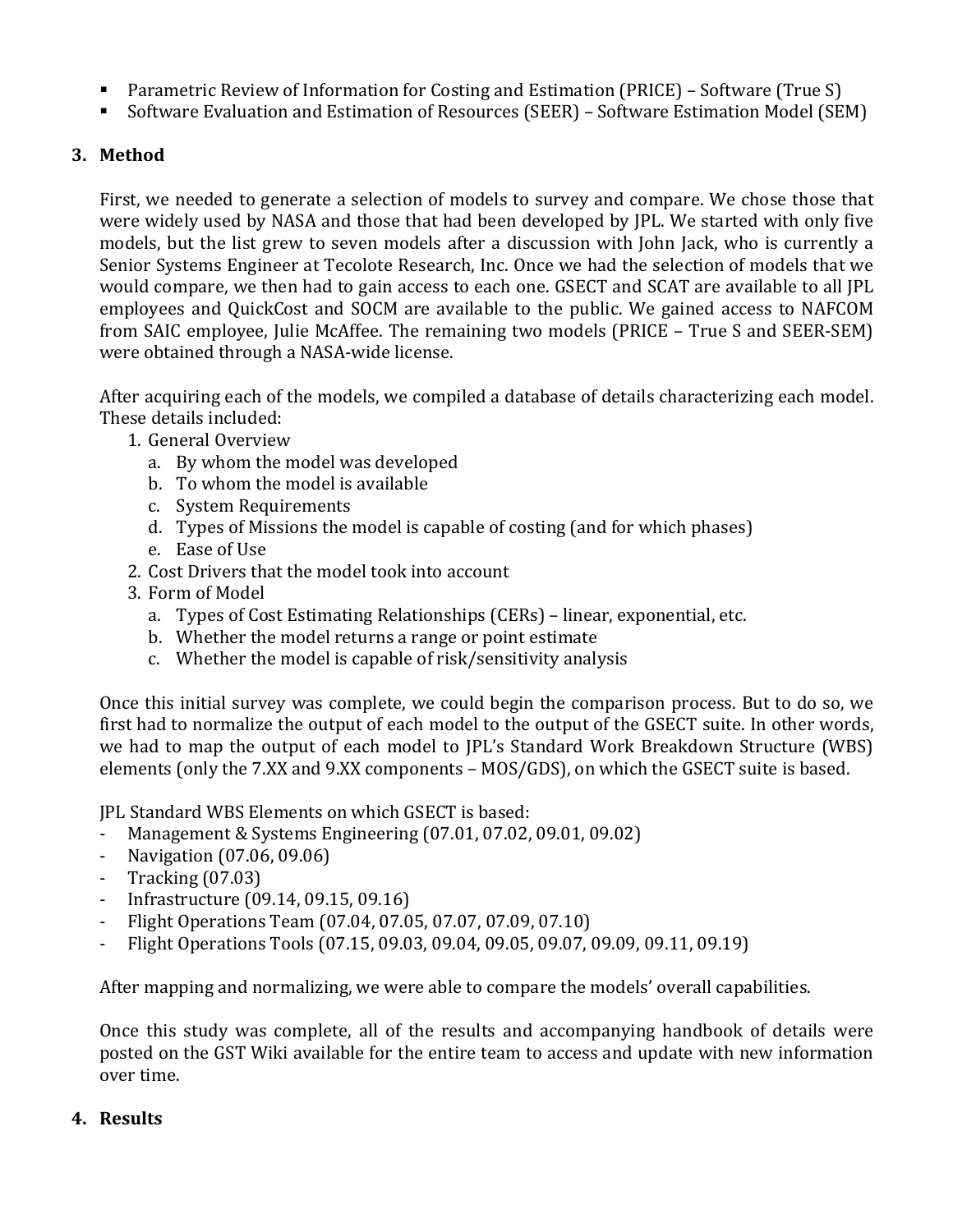- Parametric Review of Information for Costing and Estimation (PRICE) – Software (True S)
- Software Evaluation and Estimation of Resources (SEER) – Software Estimation Model (SEM)

## 3. Method

First, we needed to generate a selection of models to survey and compare. We chose those that were widely used by NASA and those that had been developed by JPL. We started with only five models, but the list grew to seven models after a discussion with John Jack, who is currently a Senior Systems Engineer at Tecolote Research, Inc. Once we had the selection of models that we would compare, we then had to gain access to each one. GSECT and SCAT are available to all JPL employees and QuickCost and SOCM are available to the public. We gained access to NAFCOM from SAIC employee, Julie McAffee. The remaining two models (PRICE – True S and SEER-SEM) were obtained through a NASA-wide license.

After acquiring each of the models, we compiled a database of details characterizing each model. These details included:

1. General Overview
   a. By whom the model was developed
   b. To whom the model is available
   c. System Requirements
   d. Types of Missions the model is capable of costing (and for which phases)
   e. Ease of Use
2. Cost Drivers that the model took into account
3. Form of Model
   a. Types of Cost Estimating Relationships (CERs) – linear, exponential, etc.
   b. Whether the model returns a range or point estimate
   c. Whether the model is capable of risk/sensitivity analysis

Once this initial survey was complete, we could begin the comparison process. But to do so, we first had to normalize the output of each model to the output of the GSECT suite. In other words, we had to map the output of each model to JPL's Standard Work Breakdown Structure (WBS) elements (only the 7.XX and 9.XX components – MOS/GDS), on which the GSECT suite is based.

JPL Standard WBS Elements on which GSECT is based:

- Management & Systems Engineering (07.01, 07.02, 09.01, 09.02)
- Navigation (07.06, 09.06)
- Tracking (07.03)
- Infrastructure (09.14, 09.15, 09.16)
- Flight Operations Team (07.04, 07.05, 07.07, 07.09, 07.10)
- Flight Operations Tools (07.15, 09.03, 09.04, 09.05, 09.07, 09.09, 09.11, 09.19)

After mapping and normalizing, we were able to compare the models' overall capabilities.

Once this study was complete, all of the results and accompanying handbook of details were posted on the GST Wiki available for the entire team to access and update with new information over time.

## 4. Results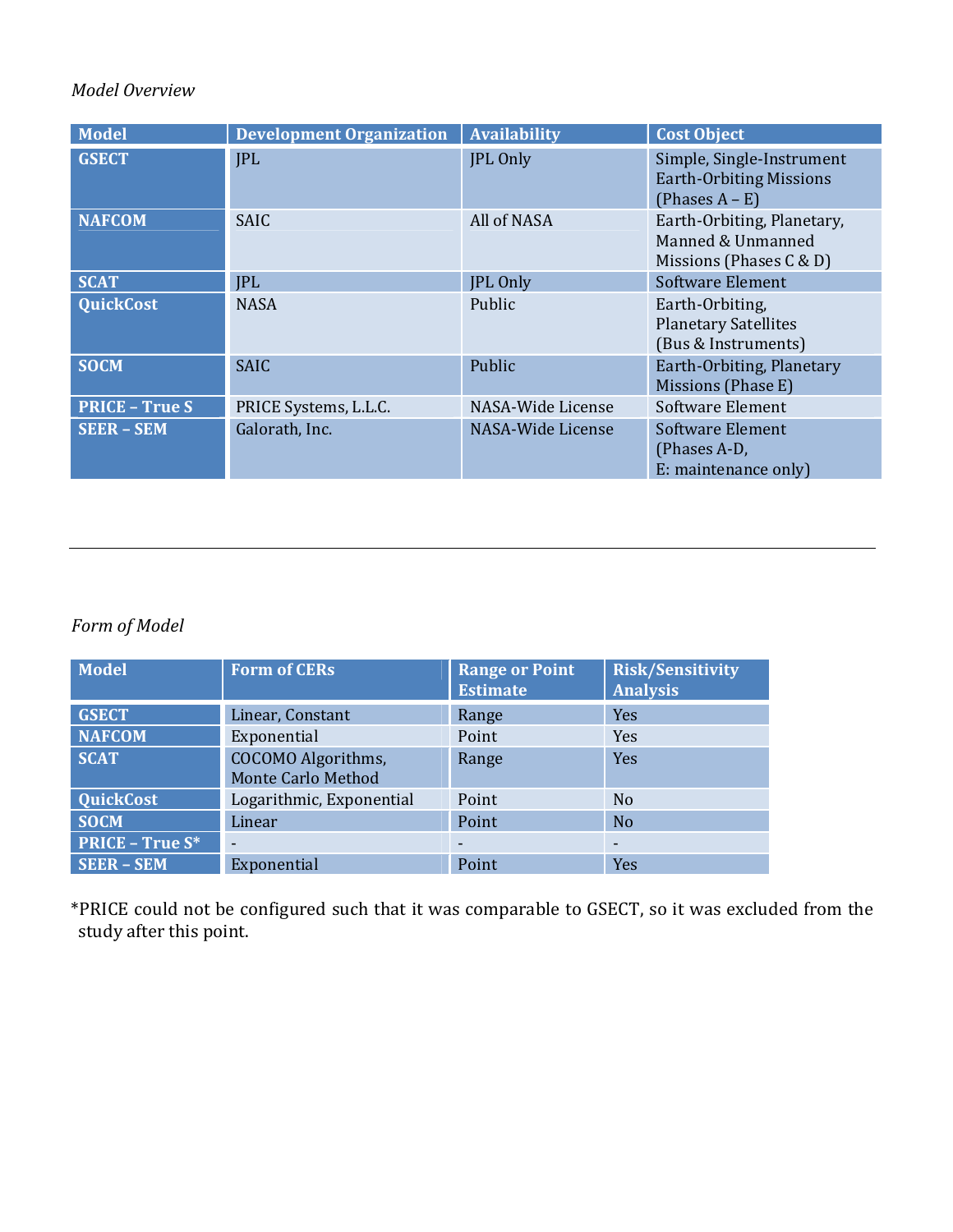*Model Overview*

| Model | Development Organization | Availability | Cost Object |
| --- | --- | --- | --- |
| **GSECT** | JPL | JPL Only | Simple, Single-Instrument Earth-Orbiting Missions (Phases A – E) |
| **NAFCOM** | SAIC | All of NASA | Earth-Orbiting, Planetary, Manned & Unmanned Missions (Phases C & D) |
| **SCAT** | JPL | JPL Only | Software Element |
| **QuickCost** | NASA | Public | Earth-Orbiting, Planetary Satellites (Bus & Instruments) |
| **SOCM** | SAIC | Public | Earth-Orbiting, Planetary Missions (Phase E) |
| **PRICE – True S** | PRICE Systems, L.L.C. | NASA-Wide License | Software Element |
| **SEER – SEM** | Galorath, Inc. | NASA-Wide License | Software Element (Phases A-D, E: maintenance only) |

---

*Form of Model*

| Model | Form of CERs | Range or Point Estimate | Risk/Sensitivity Analysis |
| --- | --- | --- | --- |
| **GSECT** | Linear, Constant | Range | Yes |
| **NAFCOM** | Exponential | Point | Yes |
| **SCAT** | COCOMO Algorithms, Monte Carlo Method | Range | Yes |
| **QuickCost** | Logarithmic, Exponential | Point | No |
| **SOCM** | Linear | Point | No |
| **PRICE – True S*** | - | - | - |
| **SEER – SEM** | Exponential | Point | Yes |

*PRICE could not be configured such that it was comparable to GSECT, so it was excluded from the study after this point.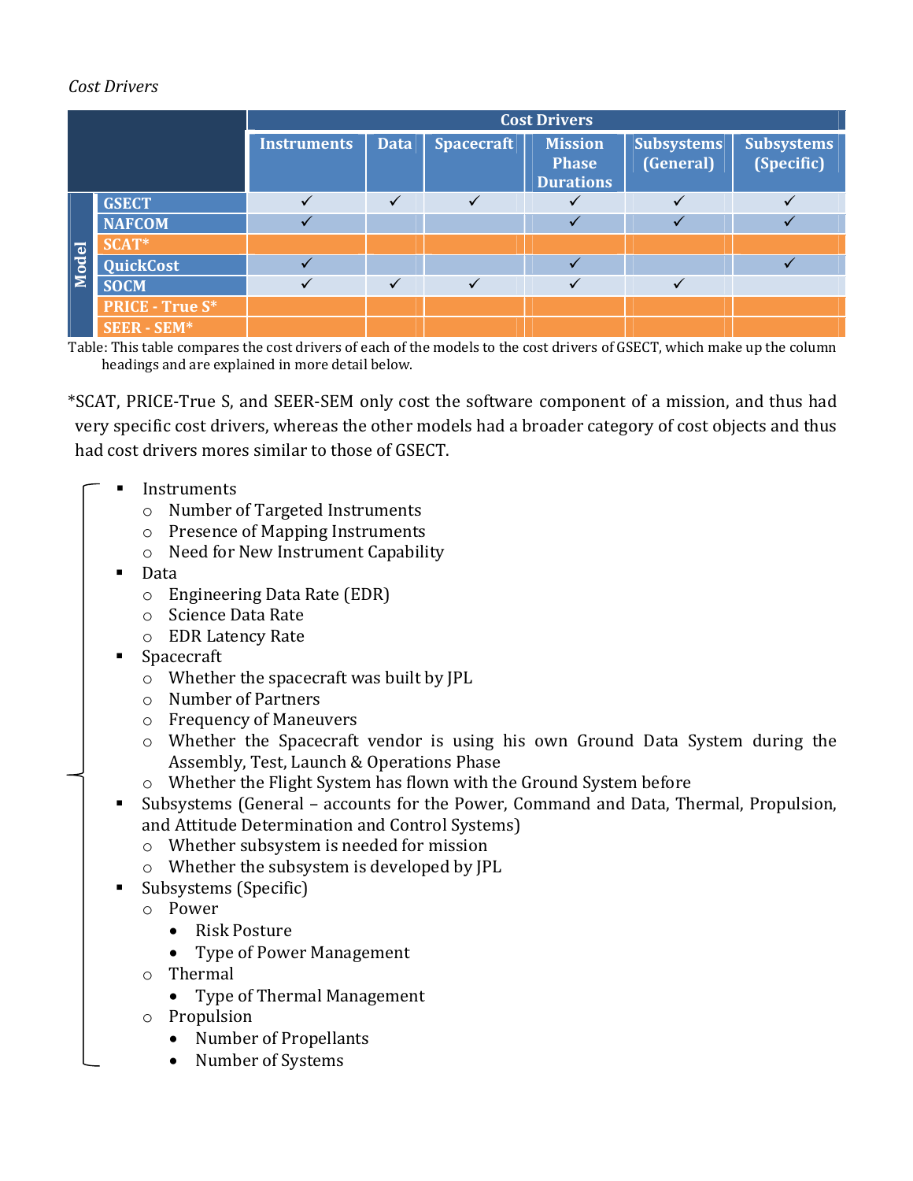*Cost Drivers*

| Model | Instruments | Data | Spacecraft | Mission Phase Durations | Subsystems (General) | Subsystems (Specific) |
|---|---|---|---|---|---|---|
| GSECT | ✓ | ✓ | ✓ | ✓ | ✓ | ✓ |
| NAFCOM | ✓ | | | ✓ | ✓ | ✓ |
| SCAT* | | | | | | |
| QuickCost | ✓ | | | ✓ | | ✓ |
| SOCM | ✓ | ✓ | ✓ | ✓ | ✓ | |
| PRICE - True S* | | | | | | |
| SEER - SEM* | | | | | | |

Table: This table compares the cost drivers of each of the models to the cost drivers of GSECT, which make up the column headings and are explained in more detail below.

*SCAT, PRICE-True S, and SEER-SEM only cost the software component of a mission, and thus had very specific cost drivers, whereas the other models had a broader category of cost objects and thus had cost drivers mores similar to those of GSECT.

- Instruments
  - Number of Targeted Instruments
  - Presence of Mapping Instruments
  - Need for New Instrument Capability
- Data
  - Engineering Data Rate (EDR)
  - Science Data Rate
  - EDR Latency Rate
- Spacecraft
  - Whether the spacecraft was built by JPL
  - Number of Partners
  - Frequency of Maneuvers
  - Whether the Spacecraft vendor is using his own Ground Data System during the Assembly, Test, Launch & Operations Phase
  - Whether the Flight System has flown with the Ground System before
- Subsystems (General – accounts for the Power, Command and Data, Thermal, Propulsion, and Attitude Determination and Control Systems)
  - Whether subsystem is needed for mission
  - Whether the subsystem is developed by JPL
- Subsystems (Specific)
  - Power
    - Risk Posture
    - Type of Power Management
  - Thermal
    - Type of Thermal Management
  - Propulsion
    - Number of Propellants
    - Number of Systems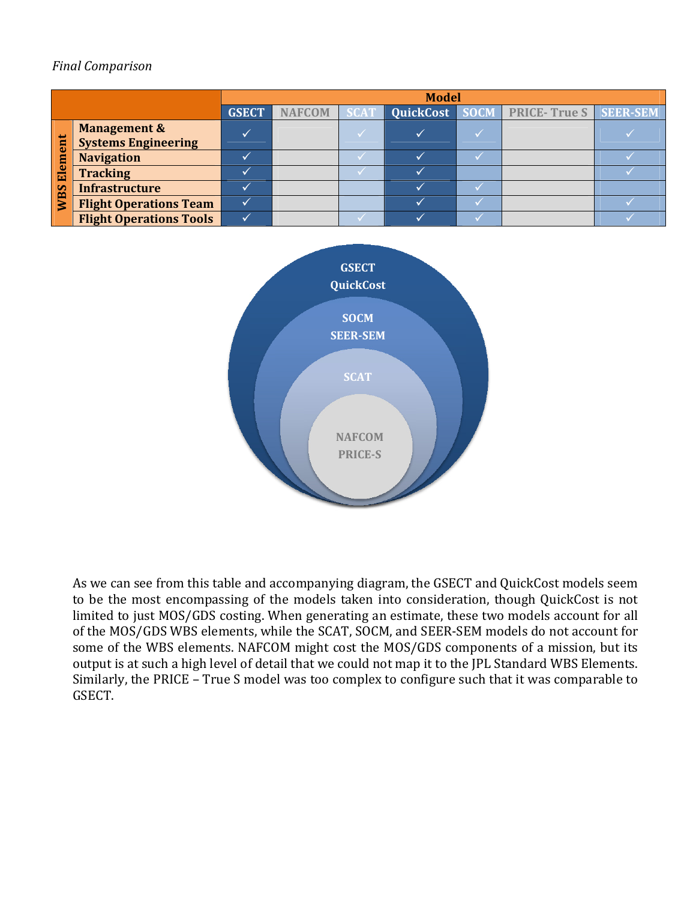*Final Comparison*

| | | Model | | | | | | |
|---|---|---|---|---|---|---|---|---|
| | | GSECT | NAFCOM | SCAT | QuickCost | SOCM | PRICE- True S | SEER-SEM |
| WBS Element | Management & Systems Engineering | ✓ | | ✓ | ✓ | ✓ | | ✓ |
| | Navigation | ✓ | | ✓ | ✓ | ✓ | | ✓ |
| | Tracking | ✓ | | ✓ | ✓ | | | ✓ |
| | Infrastructure | ✓ | | | ✓ | ✓ | | |
| | Flight Operations Team | ✓ | | | ✓ | ✓ | | ✓ |
| | Flight Operations Tools | ✓ | | ✓ | ✓ | ✓ | | ✓ |

As we can see from this table and accompanying diagram, the GSECT and QuickCost models seem to be the most encompassing of the models taken into consideration, though QuickCost is not limited to just MOS/GDS costing. When generating an estimate, these two models account for all of the MOS/GDS WBS elements, while the SCAT, SOCM, and SEER-SEM models do not account for some of the WBS elements. NAFCOM might cost the MOS/GDS components of a mission, but its output is at such a high level of detail that we could not map it to the JPL Standard WBS Elements. Similarly, the PRICE – True S model was too complex to configure such that it was comparable to GSECT.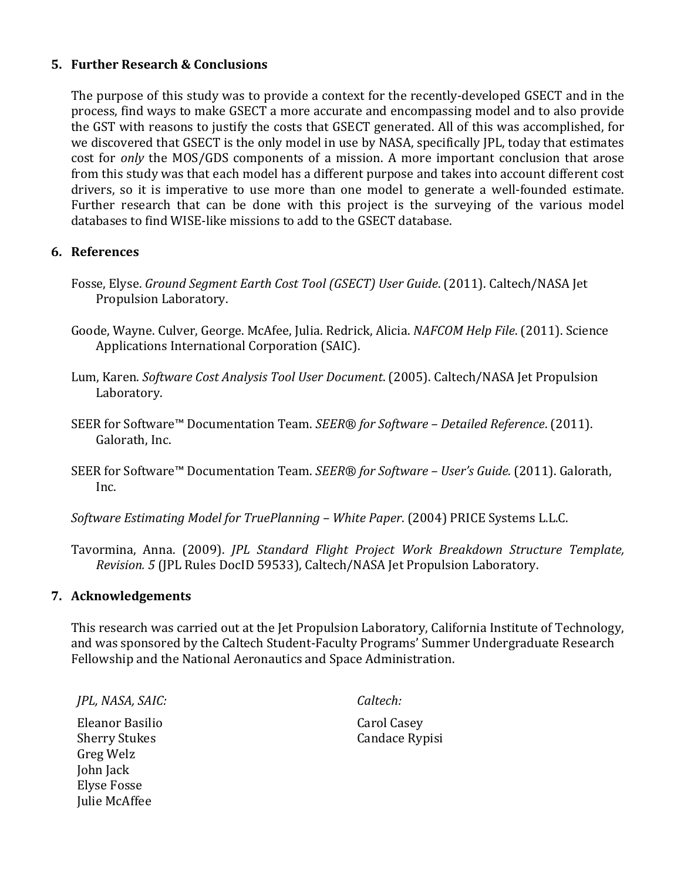## 5. Further Research & Conclusions

The purpose of this study was to provide a context for the recently-developed GSECT and in the process, find ways to make GSECT a more accurate and encompassing model and to also provide the GST with reasons to justify the costs that GSECT generated. All of this was accomplished, for we discovered that GSECT is the only model in use by NASA, specifically JPL, today that estimates cost for *only* the MOS/GDS components of a mission. A more important conclusion that arose from this study was that each model has a different purpose and takes into account different cost drivers, so it is imperative to use more than one model to generate a well-founded estimate. Further research that can be done with this project is the surveying of the various model databases to find WISE-like missions to add to the GSECT database.

## 6. References

Fosse, Elyse. *Ground Segment Earth Cost Tool (GSECT) User Guide*. (2011). Caltech/NASA Jet Propulsion Laboratory.

Goode, Wayne. Culver, George. McAfee, Julia. Redrick, Alicia. *NAFCOM Help File*. (2011). Science Applications International Corporation (SAIC).

Lum, Karen. *Software Cost Analysis Tool User Document*. (2005). Caltech/NASA Jet Propulsion Laboratory.

SEER for Software™ Documentation Team. *SEER® for Software – Detailed Reference*. (2011). Galorath, Inc.

SEER for Software™ Documentation Team. *SEER® for Software – User's Guide*. (2011). Galorath, Inc.

*Software Estimating Model for TruePlanning – White Paper*. (2004) PRICE Systems L.L.C.

Tavormina, Anna. (2009). *JPL Standard Flight Project Work Breakdown Structure Template, Revision. 5* (JPL Rules DocID 59533), Caltech/NASA Jet Propulsion Laboratory.

## 7. Acknowledgements

This research was carried out at the Jet Propulsion Laboratory, California Institute of Technology, and was sponsored by the Caltech Student-Faculty Programs' Summer Undergraduate Research Fellowship and the National Aeronautics and Space Administration.

*JPL, NASA, SAIC:*

Eleanor Basilio
Sherry Stukes
Greg Welz
John Jack
Elyse Fosse
Julie McAffee

*Caltech:*

Carol Casey
Candace Rypisi